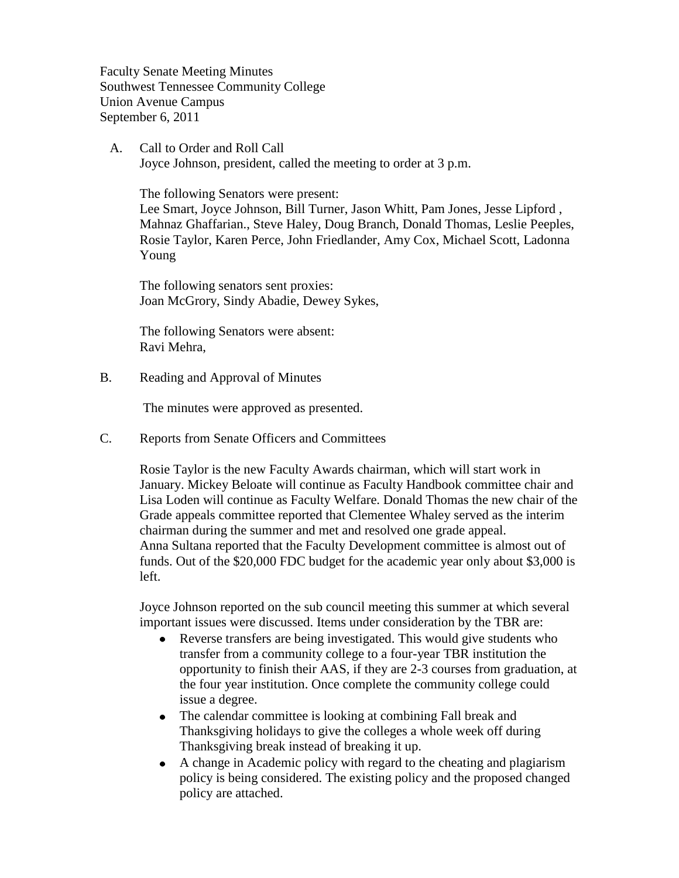Faculty Senate Meeting Minutes
Southwest Tennessee Community College
Union Avenue Campus
September 6, 2011

A. Call to Order and Roll Call

Joyce Johnson, president, called the meeting to order at 3 p.m.

The following Senators were present:
Lee Smart, Joyce Johnson, Bill Turner, Jason Whitt, Pam Jones, Jesse Lipford , Mahnaz Ghaffarian., Steve Haley, Doug Branch, Donald Thomas, Leslie Peeples, Rosie Taylor, Karen Perce, John Friedlander, Amy Cox, Michael Scott, Ladonna Young

The following senators sent proxies:
Joan McGrory, Sindy Abadie, Dewey Sykes,

The following Senators were absent:
Ravi Mehra,

B. Reading and Approval of Minutes

The minutes were approved as presented.

C. Reports from Senate Officers and Committees

Rosie Taylor is the new Faculty Awards chairman, which will start work in January. Mickey Beloate will continue as Faculty Handbook committee chair and Lisa Loden will continue as Faculty Welfare. Donald Thomas the new chair of the Grade appeals committee reported that Clementee Whaley served as the interim chairman during the summer and met and resolved one grade appeal. Anna Sultana reported that the Faculty Development committee is almost out of funds. Out of the $20,000 FDC budget for the academic year only about $3,000 is left.

Joyce Johnson reported on the sub council meeting this summer at which several important issues were discussed. Items under consideration by the TBR are:

- Reverse transfers are being investigated. This would give students who transfer from a community college to a four-year TBR institution the opportunity to finish their AAS, if they are 2-3 courses from graduation, at the four year institution. Once complete the community college could issue a degree.
- The calendar committee is looking at combining Fall break and Thanksgiving holidays to give the colleges a whole week off during Thanksgiving break instead of breaking it up.
- A change in Academic policy with regard to the cheating and plagiarism policy is being considered. The existing policy and the proposed changed policy are attached.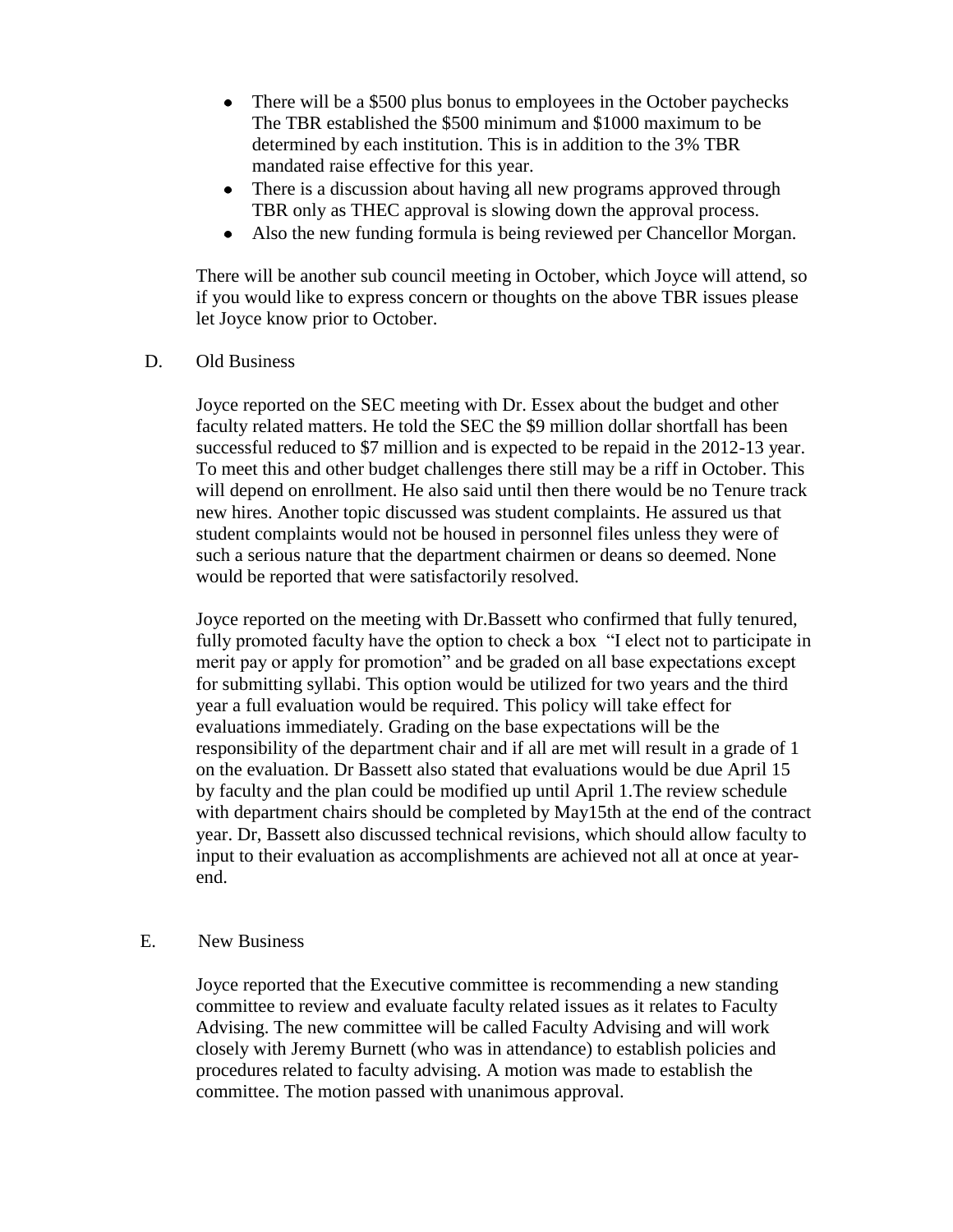- There will be a $500 plus bonus to employees in the October paychecks The TBR established the $500 minimum and $1000 maximum to be determined by each institution. This is in addition to the 3% TBR mandated raise effective for this year.
- There is a discussion about having all new programs approved through TBR only as THEC approval is slowing down the approval process.
- Also the new funding formula is being reviewed per Chancellor Morgan.

There will be another sub council meeting in October, which Joyce will attend, so if you would like to express concern or thoughts on the above TBR issues please let Joyce know prior to October.

D. Old Business

Joyce reported on the SEC meeting with Dr. Essex about the budget and other faculty related matters. He told the SEC the $9 million dollar shortfall has been successful reduced to $7 million and is expected to be repaid in the 2012-13 year. To meet this and other budget challenges there still may be a riff in October. This will depend on enrollment. He also said until then there would be no Tenure track new hires. Another topic discussed was student complaints. He assured us that student complaints would not be housed in personnel files unless they were of such a serious nature that the department chairmen or deans so deemed. None would be reported that were satisfactorily resolved.

Joyce reported on the meeting with Dr.Bassett who confirmed that fully tenured, fully promoted faculty have the option to check a box "I elect not to participate in merit pay or apply for promotion" and be graded on all base expectations except for submitting syllabi. This option would be utilized for two years and the third year a full evaluation would be required. This policy will take effect for evaluations immediately. Grading on the base expectations will be the responsibility of the department chair and if all are met will result in a grade of 1 on the evaluation. Dr Bassett also stated that evaluations would be due April 15 by faculty and the plan could be modified up until April 1.The review schedule with department chairs should be completed by May15th at the end of the contract year. Dr, Bassett also discussed technical revisions, which should allow faculty to input to their evaluation as accomplishments are achieved not all at once at year-end.

E. New Business

Joyce reported that the Executive committee is recommending a new standing committee to review and evaluate faculty related issues as it relates to Faculty Advising. The new committee will be called Faculty Advising and will work closely with Jeremy Burnett (who was in attendance) to establish policies and procedures related to faculty advising. A motion was made to establish the committee. The motion passed with unanimous approval.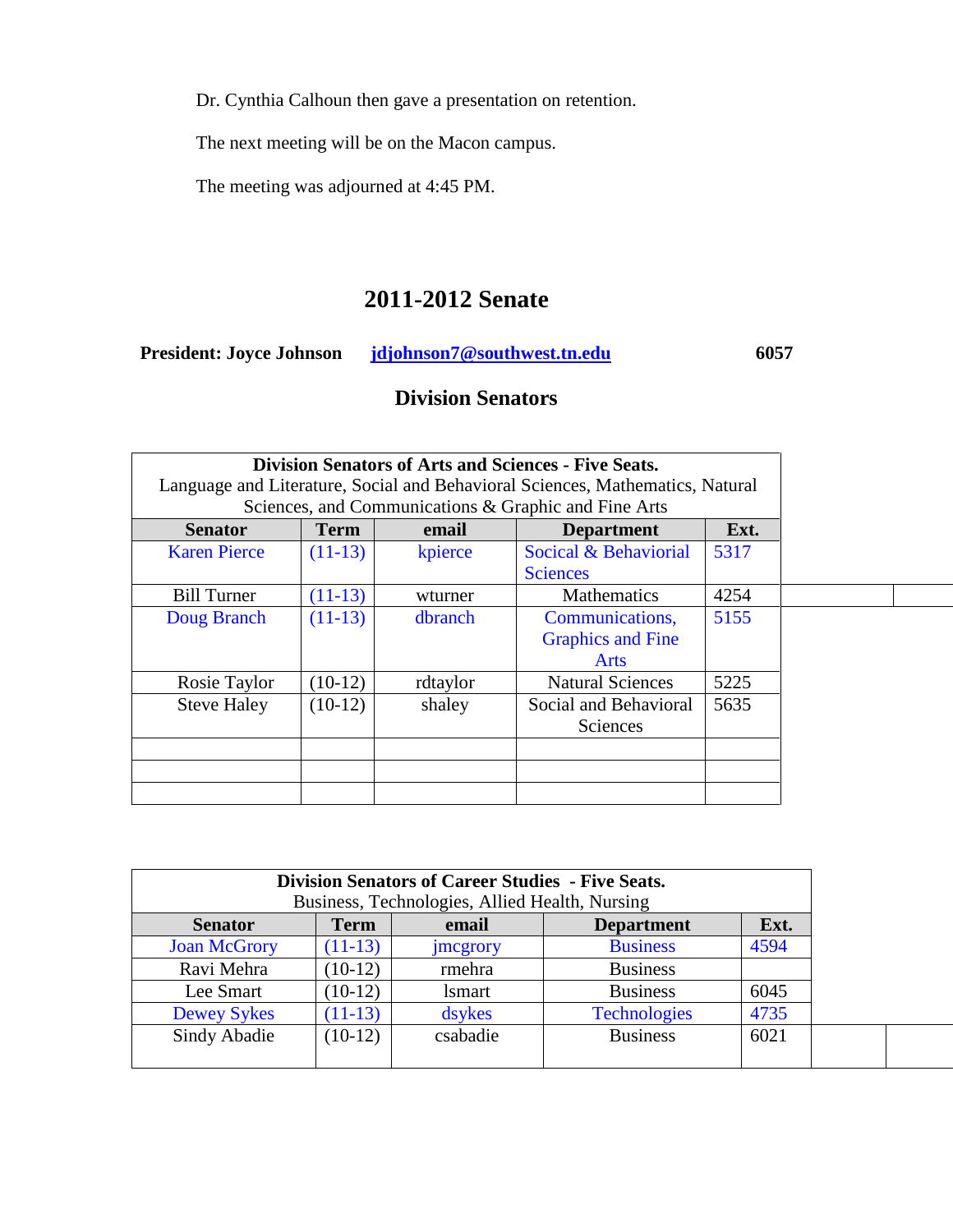Dr. Cynthia Calhoun then gave a presentation on retention.

The next meeting will be on the Macon campus.

The meeting was adjourned at 4:45 PM.

## 2011-2012 Senate

**President: Joyce Johnson** **jdjohnson7@southwest.tn.edu** **6057**

### Division Senators

| **Division Senators of Arts and Sciences - Five Seats.** Language and Literature, Social and Behavioral Sciences, Mathematics, Natural Sciences, and Communications & Graphic and Fine Arts | | | | |
|---|---|---|---|---|
| **Senator** | **Term** | **email** | **Department** | **Ext.** |
| Karen Pierce | (11-13) | kpierce | Social & Behaviorial Sciences | 5317 |
| Bill Turner | (11-13) | wturner | Mathematics | 4254 |
| Doug Branch | (11-13) | dbranch | Communications, Graphics and Fine Arts | 5155 |
| Rosie Taylor | (10-12) | rdtaylor | Natural Sciences | 5225 |
| Steve Haley | (10-12) | shaley | Social and Behavioral Sciences | 5635 |
| | | | | |
| | | | | |
| | | | | |

| **Division Senators of Career Studies - Five Seats.** Business, Technologies, Allied Health, Nursing | | | | |
|---|---|---|---|---|
| **Senator** | **Term** | **email** | **Department** | **Ext.** |
| Joan McGrory | (11-13) | jmcgrory | Business | 4594 |
| Ravi Mehra | (10-12) | rmehra | Business | |
| Lee Smart | (10-12) | lsmart | Business | 6045 |
| Dewey Sykes | (11-13) | dsykes | Technologies | 4735 |
| Sindy Abadie | (10-12) | csabadie | Business | 6021 |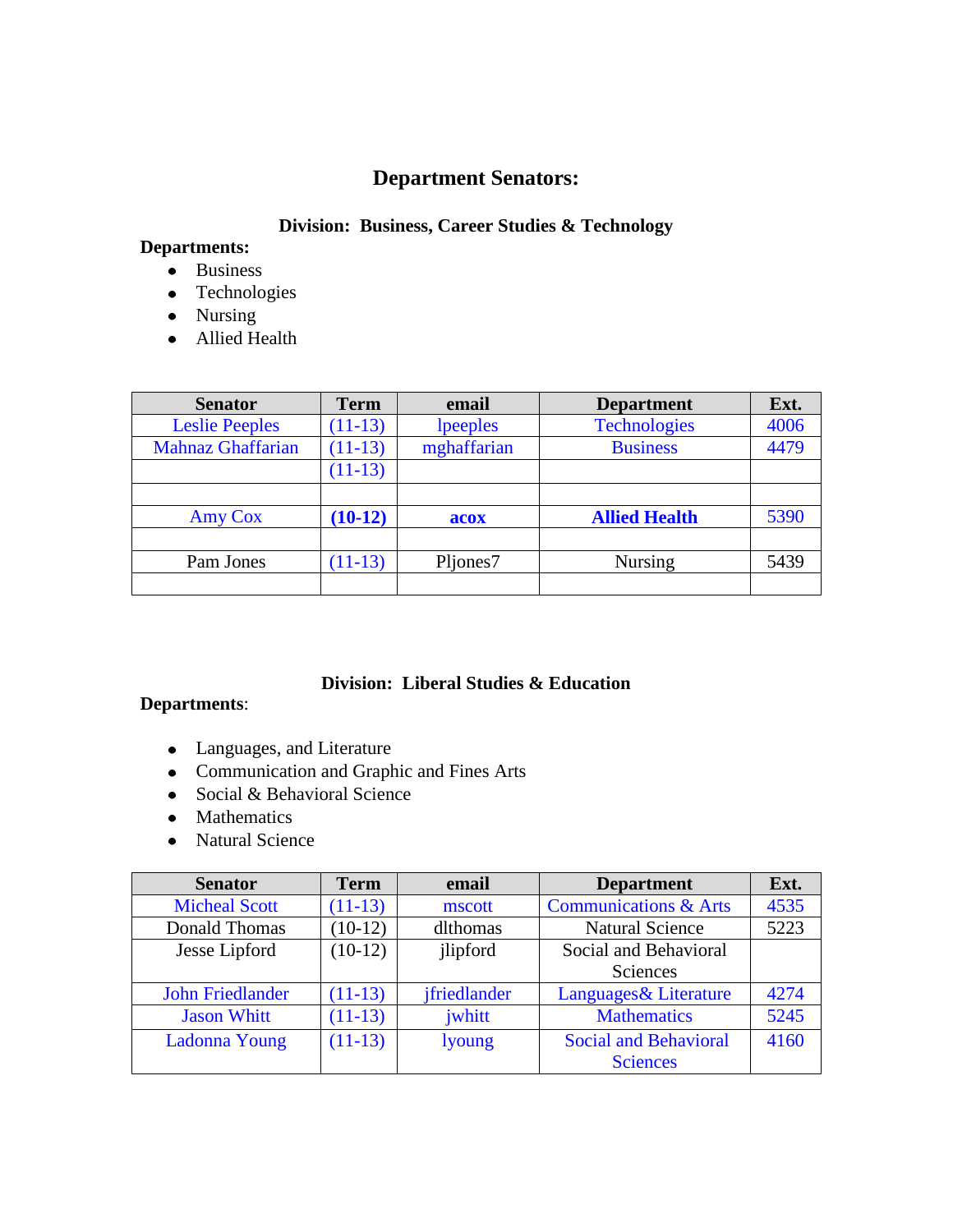## Department Senators:

### Division: Business, Career Studies & Technology

**Departments:**

- Business
- Technologies
- Nursing
- Allied Health

| Senator | Term | email | Department | Ext. |
|---|---|---|---|---|
| Leslie Peeples | (11-13) | lpeeples | Technologies | 4006 |
| Mahnaz Ghaffarian | (11-13) | mghaffarian | Business | 4479 |
| | (11-13) | | | |
| | | | | |
| Amy Cox | **(10-12)** | **acox** | **Allied Health** | 5390 |
| | | | | |
| Pam Jones | (11-13) | Pljones7 | Nursing | 5439 |
| | | | | |

### Division: Liberal Studies & Education

**Departments**:

- Languages, and Literature
- Communication and Graphic and Fines Arts
- Social & Behavioral Science
- Mathematics
- Natural Science

| Senator | Term | email | Department | Ext. |
|---|---|---|---|---|
| Micheal Scott | (11-13) | mscott | Communications & Arts | 4535 |
| Donald Thomas | (10-12) | dlthomas | Natural Science | 5223 |
| Jesse Lipford | (10-12) | jlipford | Social and Behavioral Sciences | |
| John Friedlander | (11-13) | jfriedlander | Languages& Literature | 4274 |
| Jason Whitt | (11-13) | jwhitt | Mathematics | 5245 |
| Ladonna Young | (11-13) | lyoung | Social and Behavioral Sciences | 4160 |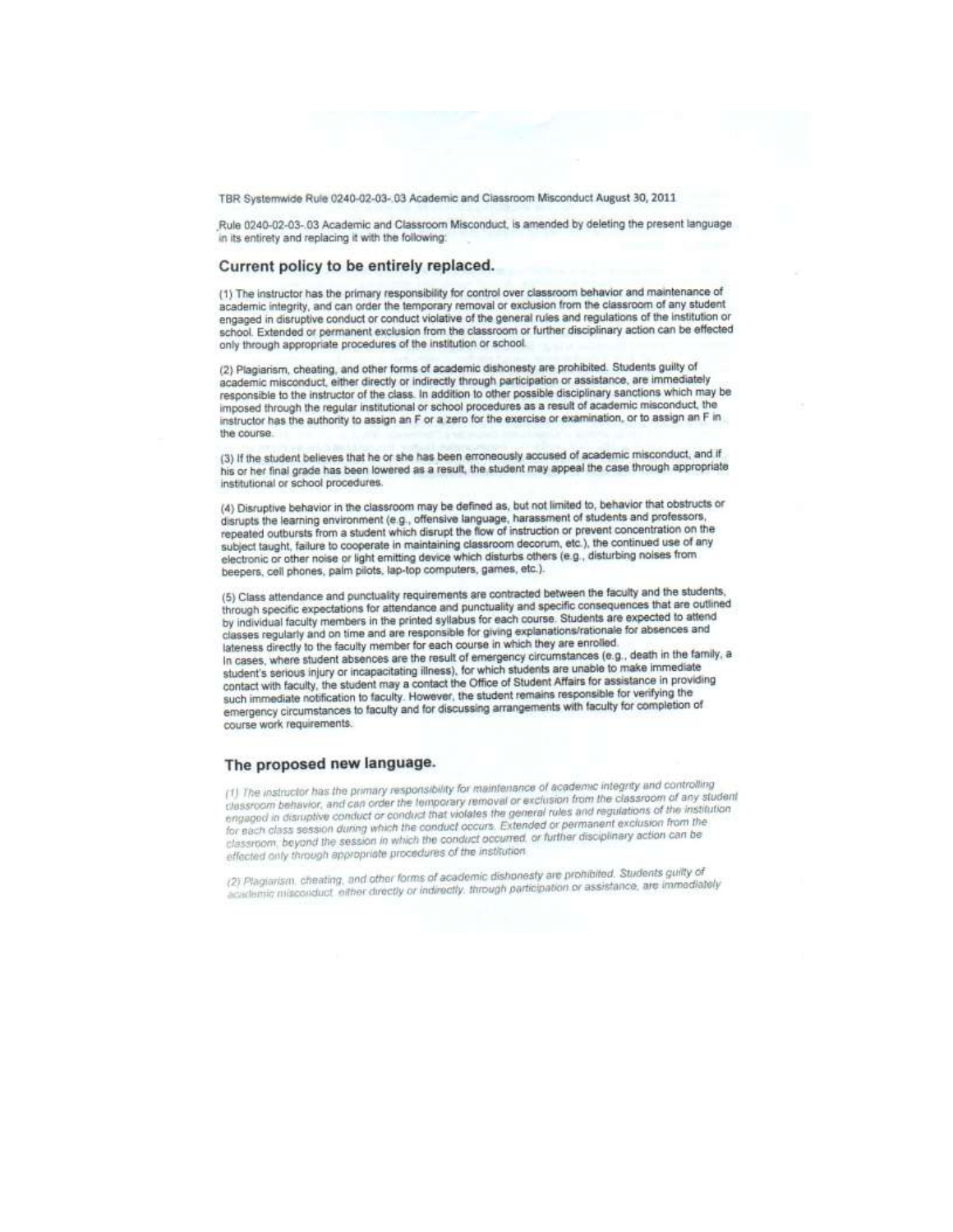TBR Systemwide Rule 0240-02-03-.03 Academic and Classroom Misconduct August 30, 2011

Rule 0240-02-03-.03 Academic and Classroom Misconduct, is amended by deleting the present language in its entirety and replacing it with the following:

## Current policy to be entirely replaced.

(1) The instructor has the primary responsibility for control over classroom behavior and maintenance of academic integrity, and can order the temporary removal or exclusion from the classroom of any student engaged in disruptive conduct or conduct violative of the general rules and regulations of the institution or school. Extended or permanent exclusion from the classroom or further disciplinary action can be effected only through appropriate procedures of the institution or school.

(2) Plagiarism, cheating, and other forms of academic dishonesty are prohibited. Students guilty of academic misconduct, either directly or indirectly through participation or assistance, are immediately responsible to the instructor of the class. In addition to other possible disciplinary sanctions which may be imposed through the regular institutional or school procedures as a result of academic misconduct, the instructor has the authority to assign an F or a zero for the exercise or examination, or to assign an F in the course.

(3) If the student believes that he or she has been erroneously accused of academic misconduct, and if his or her final grade has been lowered as a result, the student may appeal the case through appropriate institutional or school procedures.

(4) Disruptive behavior in the classroom may be defined as, but not limited to, behavior that obstructs or disrupts the learning environment (e.g., offensive language, harassment of students and professors, repeated outbursts from a student which disrupt the flow of instruction or prevent concentration on the subject taught, failure to cooperate in maintaining classroom decorum, etc.), the continued use of any electronic or other noise or light emitting device which disturbs others (e.g., disturbing noises from beepers, cell phones, palm pilots, lap-top computers, games, etc.).

(5) Class attendance and punctuality requirements are contracted between the faculty and the students, through specific expectations for attendance and punctuality and specific consequences that are outlined by individual faculty members in the printed syllabus for each course. Students are expected to attend classes regularly and on time and are responsible for giving explanations/rationale for absences and lateness directly to the faculty member for each course in which they are enrolled.
In cases, where student absences are the result of emergency circumstances (e.g., death in the family, a student's serious injury or incapacitating illness), for which students are unable to make immediate contact with faculty, the student may a contact the Office of Student Affairs for assistance in providing such immediate notification to faculty. However, the student remains responsible for verifying the emergency circumstances to faculty and for discussing arrangements with faculty for completion of course work requirements.

## The proposed new language.

*(1) The instructor has the primary responsibility for maintenance of academic integrity and controlling classroom behavior, and can order the temporary removal or exclusion from the classroom of any student engaged in disruptive conduct or conduct that violates the general rules and regulations of the institution for each class session during which the conduct occurs. Extended or permanent exclusion from the classroom, beyond the session in which the conduct occurred, or further disciplinary action can be effected only through appropriate procedures of the institution.*

*(2) Plagiarism, cheating, and other forms of academic dishonesty are prohibited. Students guilty of academic misconduct, either directly or indirectly, through participation or assistance, are immediately*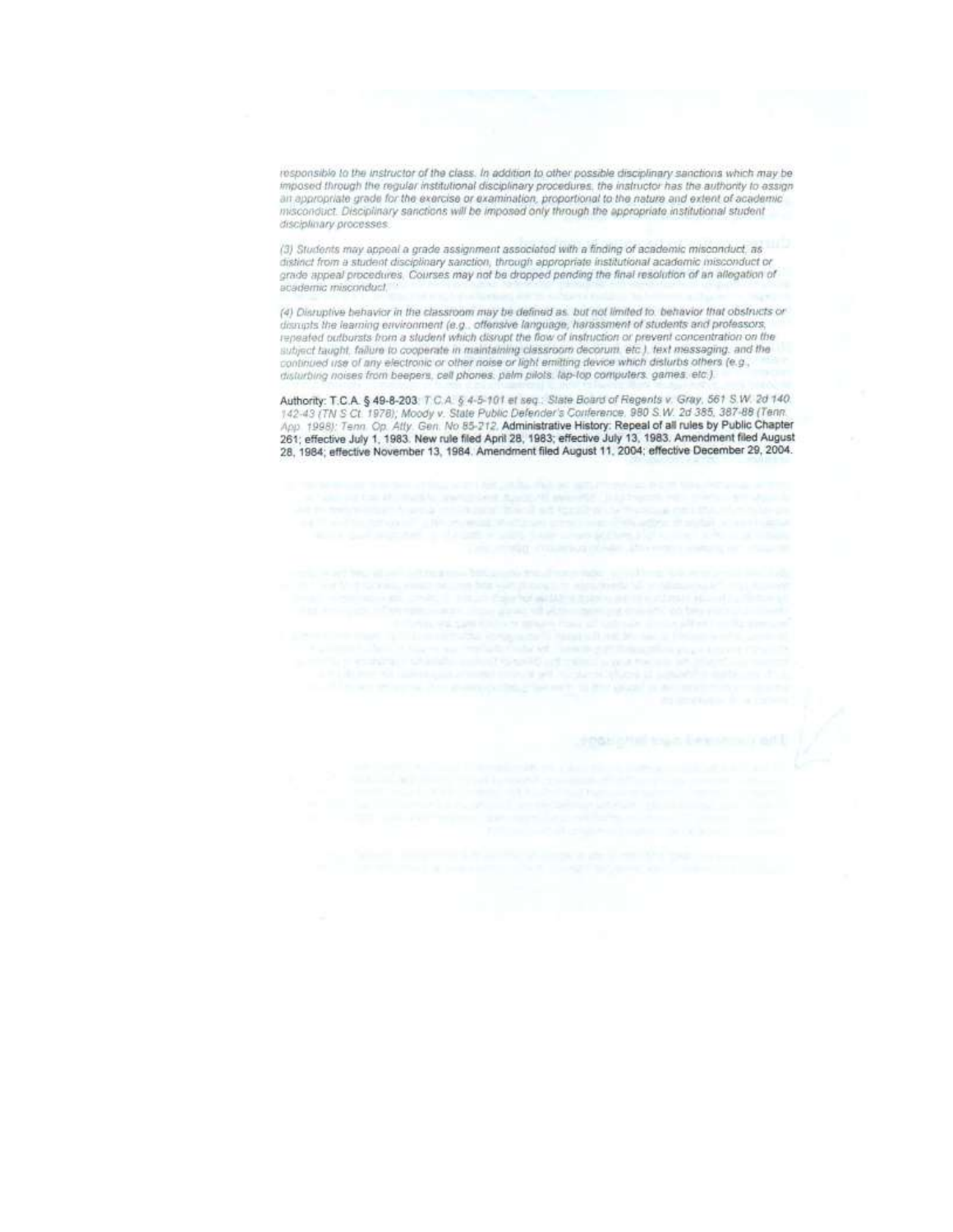*responsible to the instructor of the class. In addition to other possible disciplinary sanctions which may be imposed through the regular institutional disciplinary procedures, the instructor has the authority to assign an appropriate grade for the exercise or examination, proportional to the nature and extent of academic misconduct. Disciplinary sanctions will be imposed only through the appropriate institutional student disciplinary processes.*

*(3) Students may appeal a grade assignment associated with a finding of academic misconduct, as distinct from a student disciplinary sanction, through appropriate institutional academic misconduct or grade appeal procedures. Courses may not be dropped pending the final resolution of an allegation of academic misconduct.*

*(4) Disruptive behavior in the classroom may be defined as, but not limited to, behavior that obstructs or disrupts the learning environment (e.g., offensive language, harassment of students and professors, repeated outbursts from a student which disrupt the flow of instruction or prevent concentration on the subject taught, failure to cooperate in maintaining classroom decorum, etc.), text messaging, and the continued use of any electronic or other noise or light emitting device which disturbs others (e.g., disturbing noises from beepers, cell phones, palm pilots, lap-top computers, games, etc.).*

**Authority: T.C.A. § 49-8-203;** *T.C.A. § 4-5-101 et seq.; State Board of Regents v. Gray, 561 S.W. 2d 140, 142-43 (TN S.Ct. 1978); Moody v. State Public Defender's Conference, 980 S.W. 2d 385, 387-88 (Tenn. App. 1998); Tenn. Op. Atty. Gen. No 85-212.* **Administrative History: Repeal of all rules by Public Chapter 261; effective July 1, 1983. New rule filed April 28, 1983; effective July 13, 1983. Amendment filed August 28, 1984; effective November 13, 1984. Amendment filed August 11, 2004; effective December 29, 2004.**